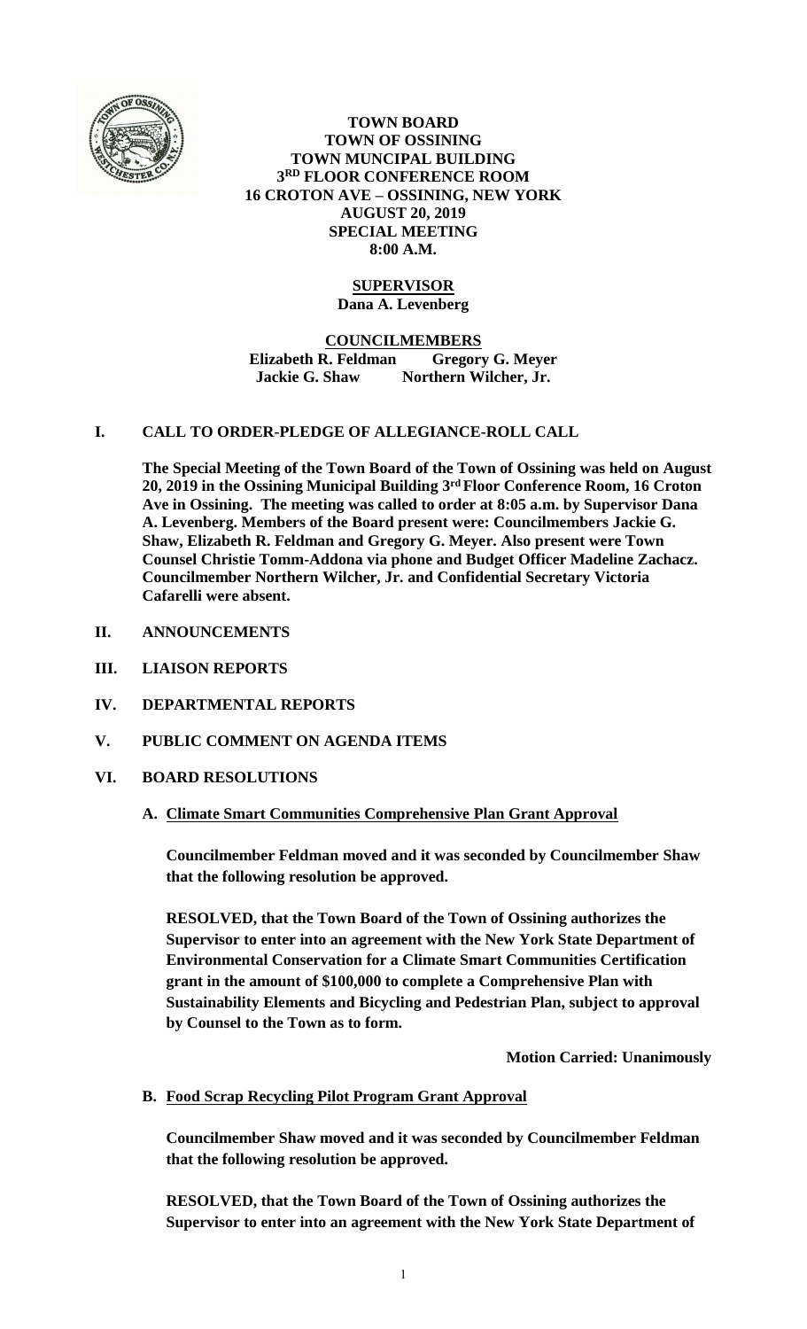**TOWN BOARD**
**TOWN OF OSSINING**
**TOWN MUNCIPAL BUILDING**
**3RD FLOOR CONFERENCE ROOM**
**16 CROTON AVE – OSSINING, NEW YORK**
**AUGUST 20, 2019**
**SPECIAL MEETING**
**8:00 A.M.**

**SUPERVISOR**
**Dana A. Levenberg**

**COUNCILMEMBERS**
**Elizabeth R. Feldman Gregory G. Meyer**
**Jackie G. Shaw Northern Wilcher, Jr.**

## I. CALL TO ORDER-PLEDGE OF ALLEGIANCE-ROLL CALL

**The Special Meeting of the Town Board of the Town of Ossining was held on August 20, 2019 in the Ossining Municipal Building 3rd Floor Conference Room, 16 Croton Ave in Ossining. The meeting was called to order at 8:05 a.m. by Supervisor Dana A. Levenberg. Members of the Board present were: Councilmembers Jackie G. Shaw, Elizabeth R. Feldman and Gregory G. Meyer. Also present were Town Counsel Christie Tomm-Addona via phone and Budget Officer Madeline Zachacz. Councilmember Northern Wilcher, Jr. and Confidential Secretary Victoria Cafarelli were absent.**

## II. ANNOUNCEMENTS

## III. LIAISON REPORTS

## IV. DEPARTMENTAL REPORTS

## V. PUBLIC COMMENT ON AGENDA ITEMS

## VI. BOARD RESOLUTIONS

### A. Climate Smart Communities Comprehensive Plan Grant Approval

**Councilmember Feldman moved and it was seconded by Councilmember Shaw that the following resolution be approved.**

**RESOLVED, that the Town Board of the Town of Ossining authorizes the Supervisor to enter into an agreement with the New York State Department of Environmental Conservation for a Climate Smart Communities Certification grant in the amount of $100,000 to complete a Comprehensive Plan with Sustainability Elements and Bicycling and Pedestrian Plan, subject to approval by Counsel to the Town as to form.**

**Motion Carried: Unanimously**

### B. Food Scrap Recycling Pilot Program Grant Approval

**Councilmember Shaw moved and it was seconded by Councilmember Feldman that the following resolution be approved.**

**RESOLVED, that the Town Board of the Town of Ossining authorizes the Supervisor to enter into an agreement with the New York State Department of**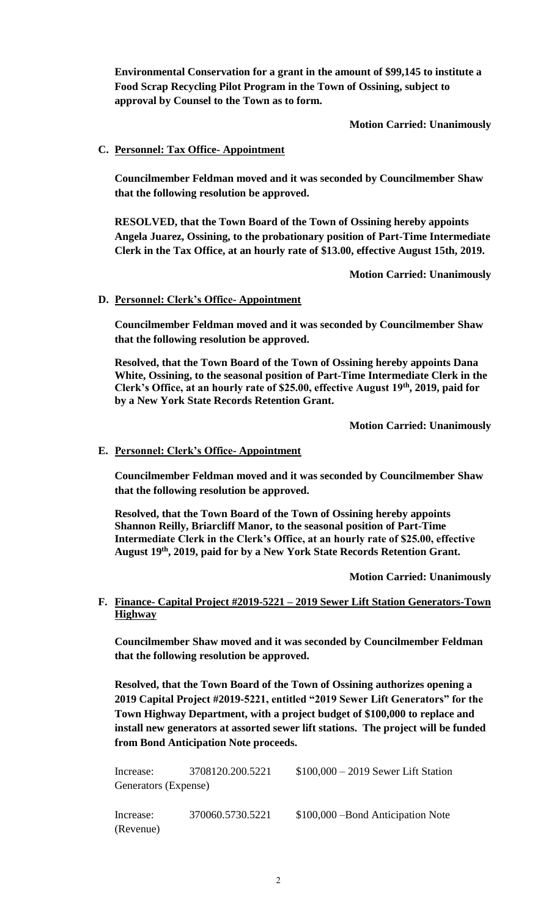**Environmental Conservation for a grant in the amount of $99,145 to institute a Food Scrap Recycling Pilot Program in the Town of Ossining, subject to approval by Counsel to the Town as to form.**

**Motion Carried: Unanimously**

**C. Personnel: Tax Office- Appointment**

**Councilmember Feldman moved and it was seconded by Councilmember Shaw that the following resolution be approved.**

**RESOLVED, that the Town Board of the Town of Ossining hereby appoints Angela Juarez, Ossining, to the probationary position of Part-Time Intermediate Clerk in the Tax Office, at an hourly rate of $13.00, effective August 15th, 2019.**

**Motion Carried: Unanimously**

**D. Personnel: Clerk's Office- Appointment**

**Councilmember Feldman moved and it was seconded by Councilmember Shaw that the following resolution be approved.**

**Resolved, that the Town Board of the Town of Ossining hereby appoints Dana White, Ossining, to the seasonal position of Part-Time Intermediate Clerk in the Clerk's Office, at an hourly rate of $25.00, effective August 19th, 2019, paid for by a New York State Records Retention Grant.**

**Motion Carried: Unanimously**

**E. Personnel: Clerk's Office- Appointment**

**Councilmember Feldman moved and it was seconded by Councilmember Shaw that the following resolution be approved.**

**Resolved, that the Town Board of the Town of Ossining hereby appoints Shannon Reilly, Briarcliff Manor, to the seasonal position of Part-Time Intermediate Clerk in the Clerk's Office, at an hourly rate of $25.00, effective August 19th, 2019, paid for by a New York State Records Retention Grant.**

**Motion Carried: Unanimously**

**F. Finance- Capital Project #2019-5221 – 2019 Sewer Lift Station Generators-Town Highway**

**Councilmember Shaw moved and it was seconded by Councilmember Feldman that the following resolution be approved.**

**Resolved, that the Town Board of the Town of Ossining authorizes opening a 2019 Capital Project #2019-5221, entitled "2019 Sewer Lift Generators" for the Town Highway Department, with a project budget of $100,000 to replace and install new generators at assorted sewer lift stations. The project will be funded from Bond Anticipation Note proceeds.**

Increase: 3708120.200.5221 $100,000 – 2019 Sewer Lift Station Generators (Expense)

Increase: 370060.5730.5221 $100,000 –Bond Anticipation Note (Revenue)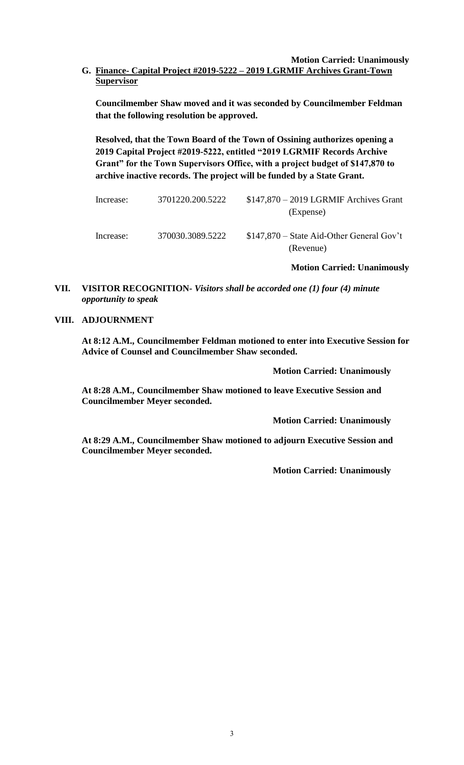**Motion Carried: Unanimously**

**G. Finance- Capital Project #2019-5222 – 2019 LGRMIF Archives Grant-Town Supervisor**

**Councilmember Shaw moved and it was seconded by Councilmember Feldman that the following resolution be approved.**

**Resolved, that the Town Board of the Town of Ossining authorizes opening a 2019 Capital Project #2019-5222, entitled "2019 LGRMIF Records Archive Grant" for the Town Supervisors Office, with a project budget of $147,870 to archive inactive records. The project will be funded by a State Grant.**

| | | |
|---|---|---|
| Increase: | 3701220.200.5222 | $147,870 – 2019 LGRMIF Archives Grant (Expense) |
| Increase: | 370030.3089.5222 | $147,870 – State Aid-Other General Gov't (Revenue) |

**Motion Carried: Unanimously**

**VII. VISITOR RECOGNITION-** ***Visitors shall be accorded one (1) four (4) minute opportunity to speak***

**VIII. ADJOURNMENT**

**At 8:12 A.M., Councilmember Feldman motioned to enter into Executive Session for Advice of Counsel and Councilmember Shaw seconded.**

**Motion Carried: Unanimously**

**At 8:28 A.M., Councilmember Shaw motioned to leave Executive Session and Councilmember Meyer seconded.**

**Motion Carried: Unanimously**

**At 8:29 A.M., Councilmember Shaw motioned to adjourn Executive Session and Councilmember Meyer seconded.**

**Motion Carried: Unanimously**